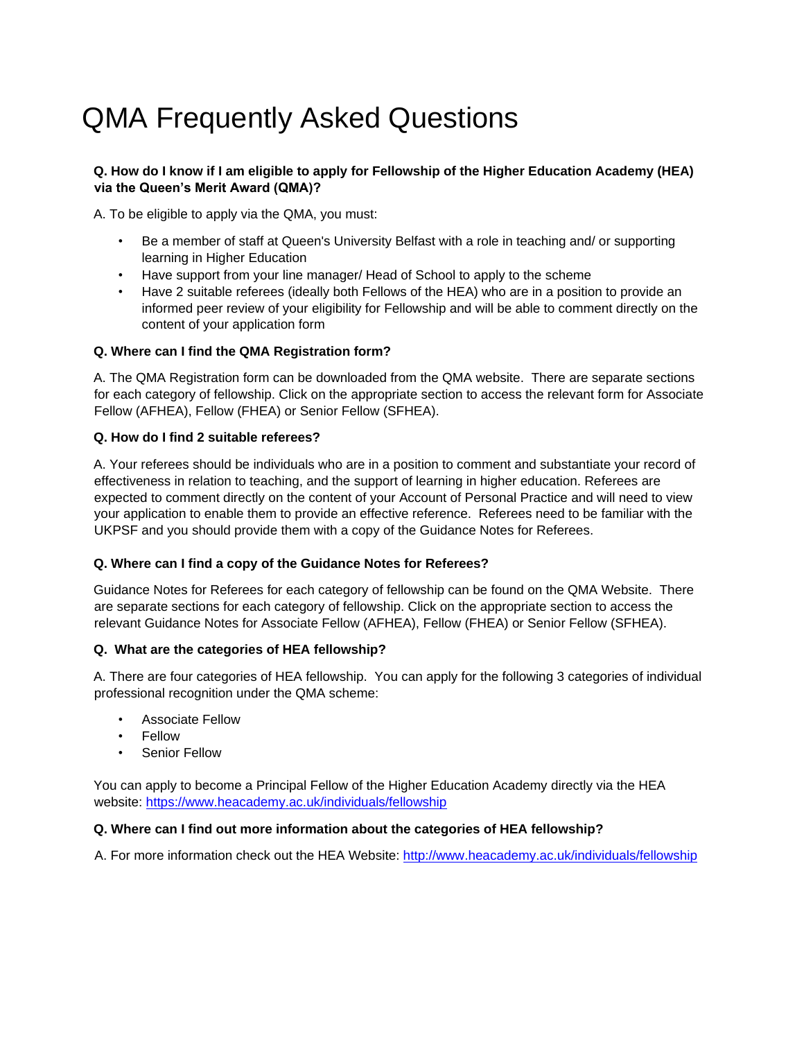# QMA Frequently Asked Questions

**Q. How do I know if I am eligible to apply for Fellowship of the Higher Education Academy (HEA) via the Queen's Merit Award (QMA)?**

A. To be eligible to apply via the QMA, you must:

- Be a member of staff at Queen's University Belfast with a role in teaching and/ or supporting learning in Higher Education
- Have support from your line manager/ Head of School to apply to the scheme
- Have 2 suitable referees (ideally both Fellows of the HEA) who are in a position to provide an informed peer review of your eligibility for Fellowship and will be able to comment directly on the content of your application form

**Q. Where can I find the QMA Registration form?**

A. The QMA Registration form can be downloaded from the QMA website. There are separate sections for each category of fellowship. Click on the appropriate section to access the relevant form for Associate Fellow (AFHEA), Fellow (FHEA) or Senior Fellow (SFHEA).

**Q. How do I find 2 suitable referees?**

A. Your referees should be individuals who are in a position to comment and substantiate your record of effectiveness in relation to teaching, and the support of learning in higher education. Referees are expected to comment directly on the content of your Account of Personal Practice and will need to view your application to enable them to provide an effective reference. Referees need to be familiar with the UKPSF and you should provide them with a copy of the Guidance Notes for Referees.

**Q. Where can I find a copy of the Guidance Notes for Referees?**

Guidance Notes for Referees for each category of fellowship can be found on the QMA Website. There are separate sections for each category of fellowship. Click on the appropriate section to access the relevant Guidance Notes for Associate Fellow (AFHEA), Fellow (FHEA) or Senior Fellow (SFHEA).

**Q. What are the categories of HEA fellowship?**

A. There are four categories of HEA fellowship. You can apply for the following 3 categories of individual professional recognition under the QMA scheme:

- Associate Fellow
- Fellow
- Senior Fellow

You can apply to become a Principal Fellow of the Higher Education Academy directly via the HEA website: [https://www.heacademy.ac.uk/individuals/fellowship](https://www.heacademy.ac.uk/individuals/fellowship)

**Q. Where can I find out more information about the categories of HEA fellowship?**

A. For more information check out the HEA Website: [http://www.heacademy.ac.uk/individuals/fellowship](http://www.heacademy.ac.uk/individuals/fellowship)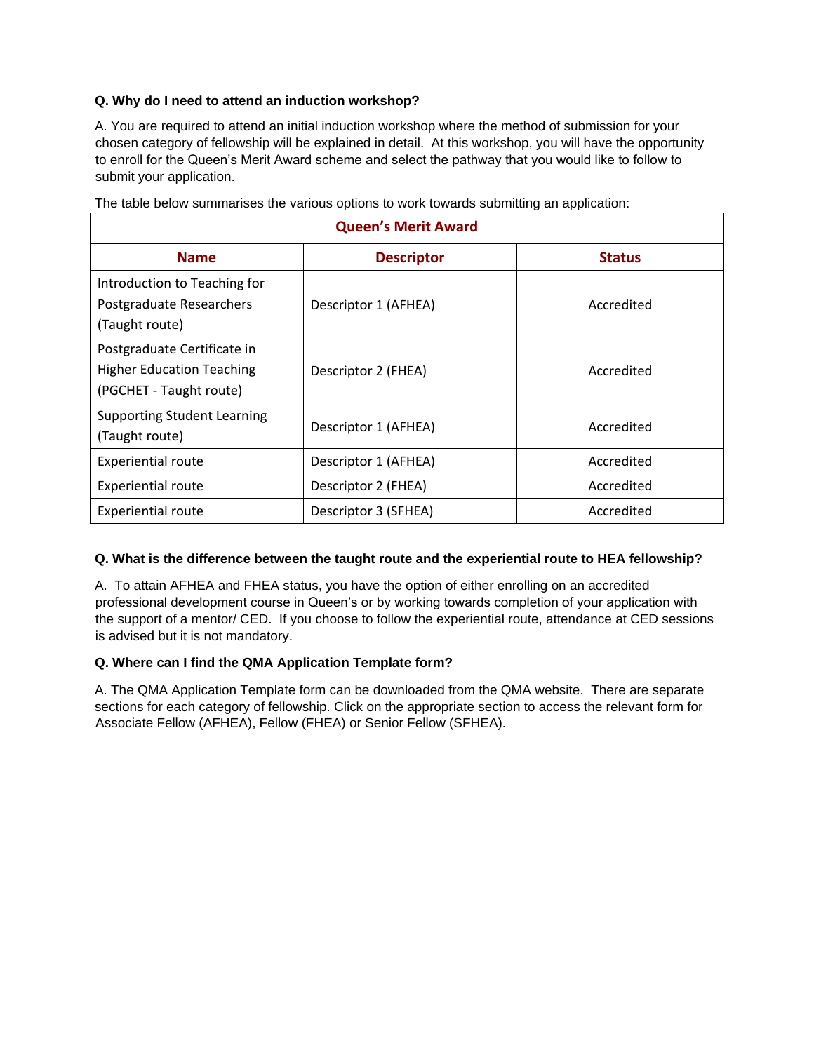**Q. Why do I need to attend an induction workshop?**

A. You are required to attend an initial induction workshop where the method of submission for your chosen category of fellowship will be explained in detail. At this workshop, you will have the opportunity to enroll for the Queen's Merit Award scheme and select the pathway that you would like to follow to submit your application.

The table below summarises the various options to work towards submitting an application:

| Queen's Merit Award | | |
|---|---|---|
| **Name** | **Descriptor** | **Status** |
| Introduction to Teaching for Postgraduate Researchers (Taught route) | Descriptor 1 (AFHEA) | Accredited |
| Postgraduate Certificate in Higher Education Teaching (PGCHET - Taught route) | Descriptor 2 (FHEA) | Accredited |
| Supporting Student Learning (Taught route) | Descriptor 1 (AFHEA) | Accredited |
| Experiential route | Descriptor 1 (AFHEA) | Accredited |
| Experiential route | Descriptor 2 (FHEA) | Accredited |
| Experiential route | Descriptor 3 (SFHEA) | Accredited |

**Q. What is the difference between the taught route and the experiential route to HEA fellowship?**

A. To attain AFHEA and FHEA status, you have the option of either enrolling on an accredited professional development course in Queen's or by working towards completion of your application with the support of a mentor/ CED. If you choose to follow the experiential route, attendance at CED sessions is advised but it is not mandatory.

**Q. Where can I find the QMA Application Template form?**

A. The QMA Application Template form can be downloaded from the QMA website. There are separate sections for each category of fellowship. Click on the appropriate section to access the relevant form for Associate Fellow (AFHEA), Fellow (FHEA) or Senior Fellow (SFHEA).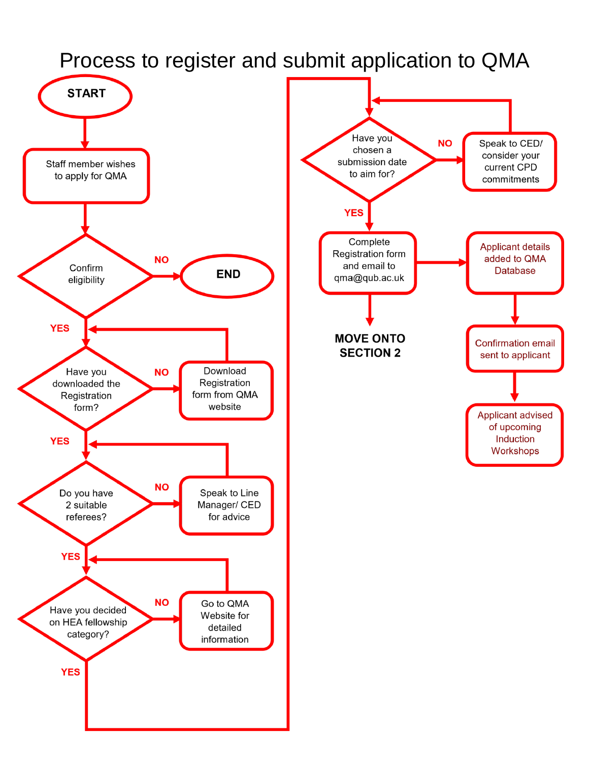# Process to register and submit application to QMA

- **START**
- Staff member wishes to apply for QMA
- Confirm eligibility?
  - **NO** → **END**
  - **YES** ↓
- Have you downloaded the Registration form?
  - **NO** → Download Registration form from QMA website → (return to question)
  - **YES** ↓
- Do you have 2 suitable referees?
  - **NO** → Speak to Line Manager/ CED for advice → (return to question)
  - **YES** ↓
- Have you decided on HEA fellowship category?
  - **NO** → Go to QMA Website for detailed information → (return to question)
  - **YES** ↓
- Have you chosen a submission date to aim for?
  - **NO** → Speak to CED/ consider your current CPD commitments → (return to question)
  - **YES** ↓
- Complete Registration form and email to qma@qub.ac.uk
  - → Applicant details added to QMA Database → Confirmation email sent to applicant → Applicant advised of upcoming Induction Workshops
  - ↓ **MOVE ONTO SECTION 2**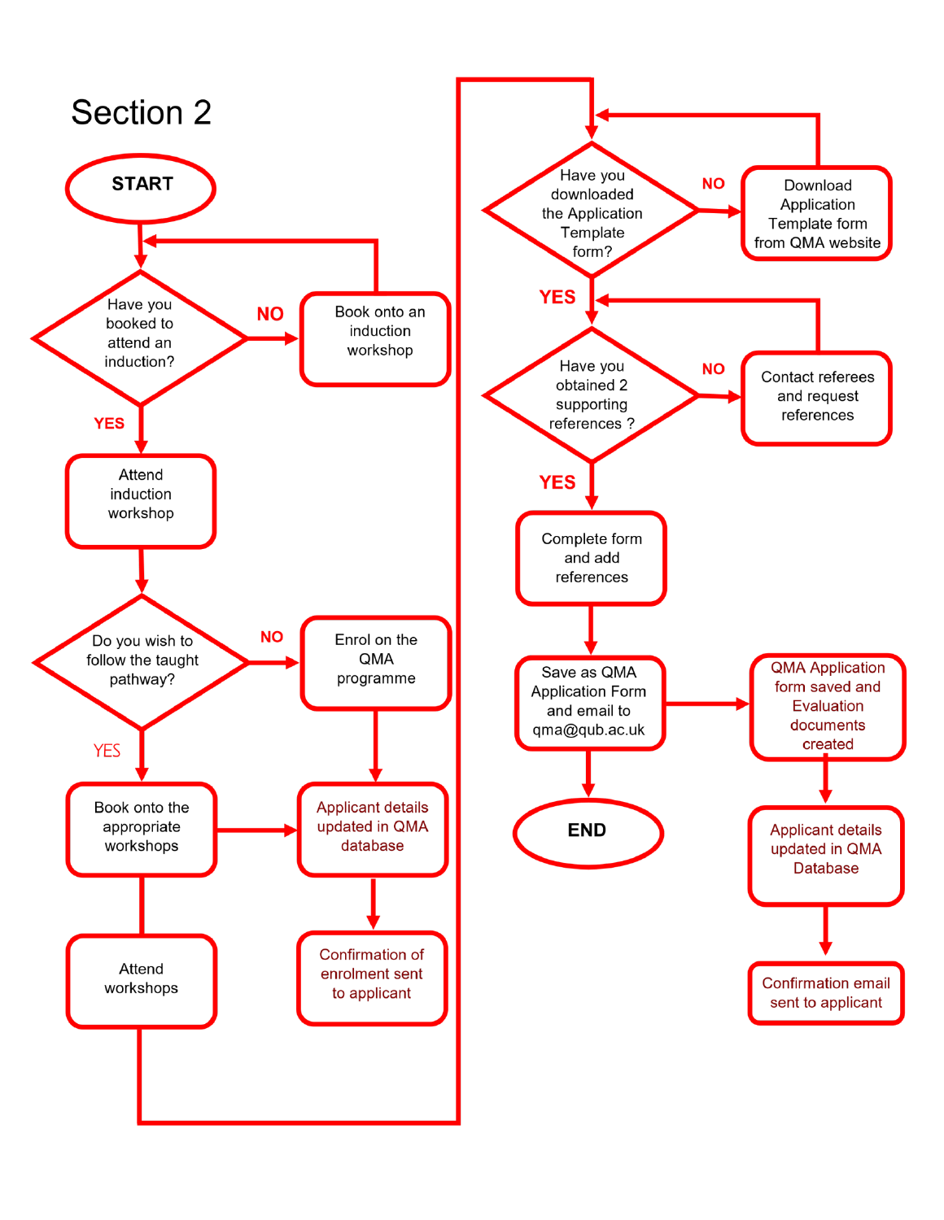# Section 2

START

Have you booked to attend an induction?

NO

Book onto an induction workshop

YES

Attend induction workshop

Do you wish to follow the taught pathway?

NO

Enrol on the QMA programme

YES

Book onto the appropriate workshops

Applicant details updated in QMA database

Attend workshops

Confirmation of enrolment sent to applicant

Have you downloaded the Application Template form?

NO

Download Application Template form from QMA website

YES

Have you obtained 2 supporting references ?

NO

Contact referees and request references

YES

Complete form and add references

Save as QMA Application Form and email to qma@qub.ac.uk

QMA Application form saved and Evaluation documents created

END

Applicant details updated in QMA Database

Confirmation email sent to applicant